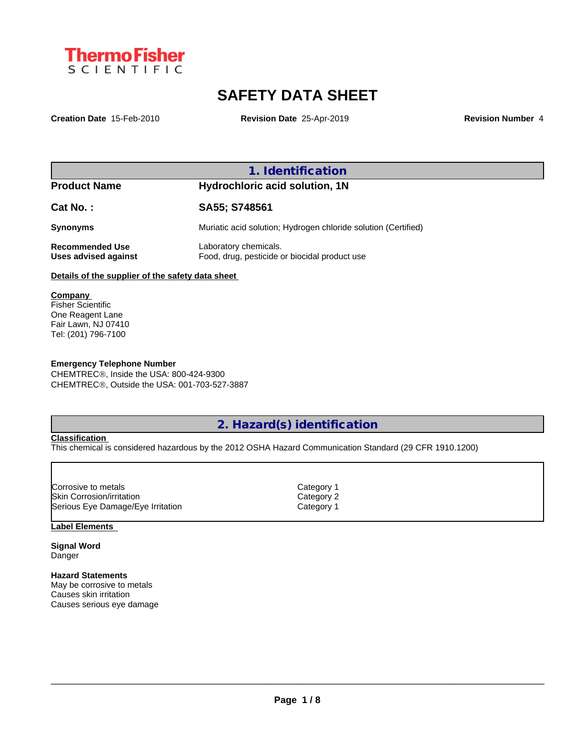Thermo Fisher SCIENTIFIC

# SAFETY DATA SHEET

**Creation Date** 15-Feb-2010 **Revision Date** 25-Apr-2019 **Revision Number** 4

## 1. Identification

| | |
|---|---|
| **Product Name** | **Hydrochloric acid solution, 1N** |
| **Cat No. :** | **SA55; S748561** |
| **Synonyms** | Muriatic acid solution; Hydrogen chloride solution (Certified) |
| **Recommended Use** | Laboratory chemicals. |
| **Uses advised against** | Food, drug, pesticide or biocidal product use |

**Details of the supplier of the safety data sheet**

**Company**
Fisher Scientific
One Reagent Lane
Fair Lawn, NJ 07410
Tel: (201) 796-7100

**Emergency Telephone Number**
CHEMTREC®, Inside the USA: 800-424-9300
CHEMTREC®, Outside the USA: 001-703-527-3887

## 2. Hazard(s) identification

**Classification**
This chemical is considered hazardous by the 2012 OSHA Hazard Communication Standard (29 CFR 1910.1200)

| | |
|---|---|
| Corrosive to metals | Category 1 |
| Skin Corrosion/irritation | Category 2 |
| Serious Eye Damage/Eye Irritation | Category 1 |

**Label Elements**

**Signal Word**
Danger

**Hazard Statements**
May be corrosive to metals
Causes skin irritation
Causes serious eye damage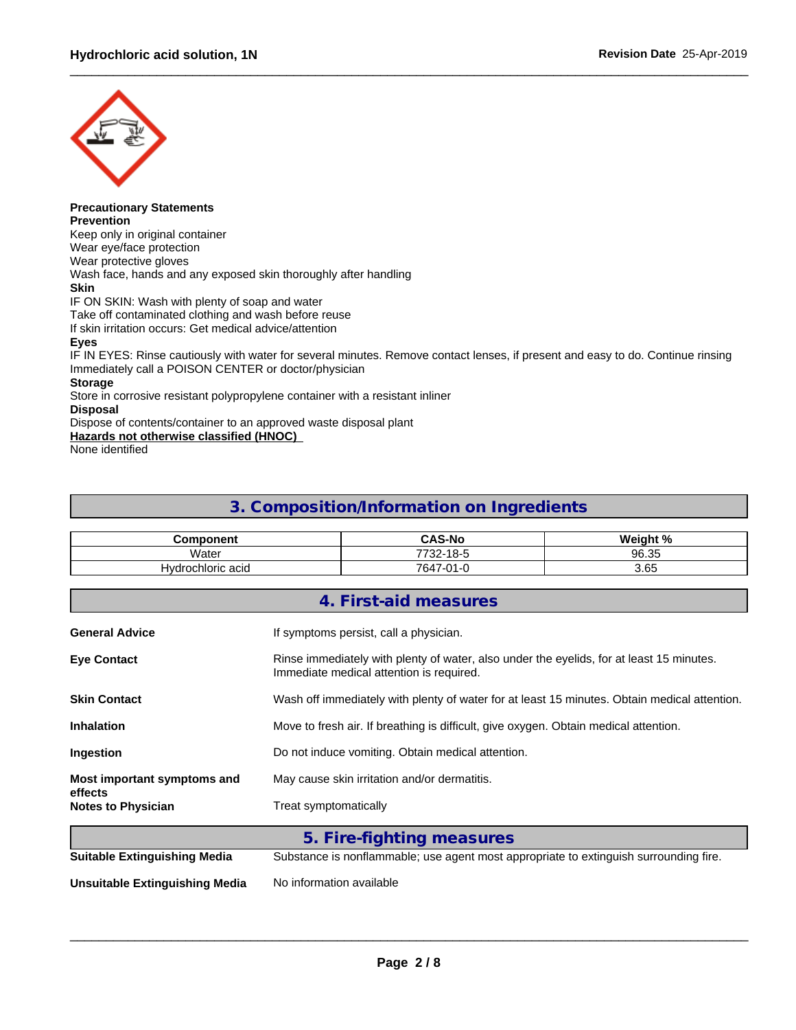**Precautionary Statements**
**Prevention**
Keep only in original container
Wear eye/face protection
Wear protective gloves
Wash face, hands and any exposed skin thoroughly after handling
**Skin**
IF ON SKIN: Wash with plenty of soap and water
Take off contaminated clothing and wash before reuse
If skin irritation occurs: Get medical advice/attention
**Eyes**
IF IN EYES: Rinse cautiously with water for several minutes. Remove contact lenses, if present and easy to do. Continue rinsing
Immediately call a POISON CENTER or doctor/physician
**Storage**
Store in corrosive resistant polypropylene container with a resistant inliner
**Disposal**
Dispose of contents/container to an approved waste disposal plant
**Hazards not otherwise classified (HNOC)**
None identified

## 3. Composition/Information on Ingredients

| Component | CAS-No | Weight % |
|---|---|---|
| Water | 7732-18-5 | 96.35 |
| Hydrochloric acid | 7647-01-0 | 3.65 |

## 4. First-aid measures

**General Advice**
If symptoms persist, call a physician.

**Eye Contact**
Rinse immediately with plenty of water, also under the eyelids, for at least 15 minutes. Immediate medical attention is required.

**Skin Contact**
Wash off immediately with plenty of water for at least 15 minutes. Obtain medical attention.

**Inhalation**
Move to fresh air. If breathing is difficult, give oxygen. Obtain medical attention.

**Ingestion**
Do not induce vomiting. Obtain medical attention.

**Most important symptoms and effects**
May cause skin irritation and/or dermatitis.

**Notes to Physician**
Treat symptomatically

## 5. Fire-fighting measures

**Suitable Extinguishing Media**
Substance is nonflammable; use agent most appropriate to extinguish surrounding fire.

**Unsuitable Extinguishing Media**
No information available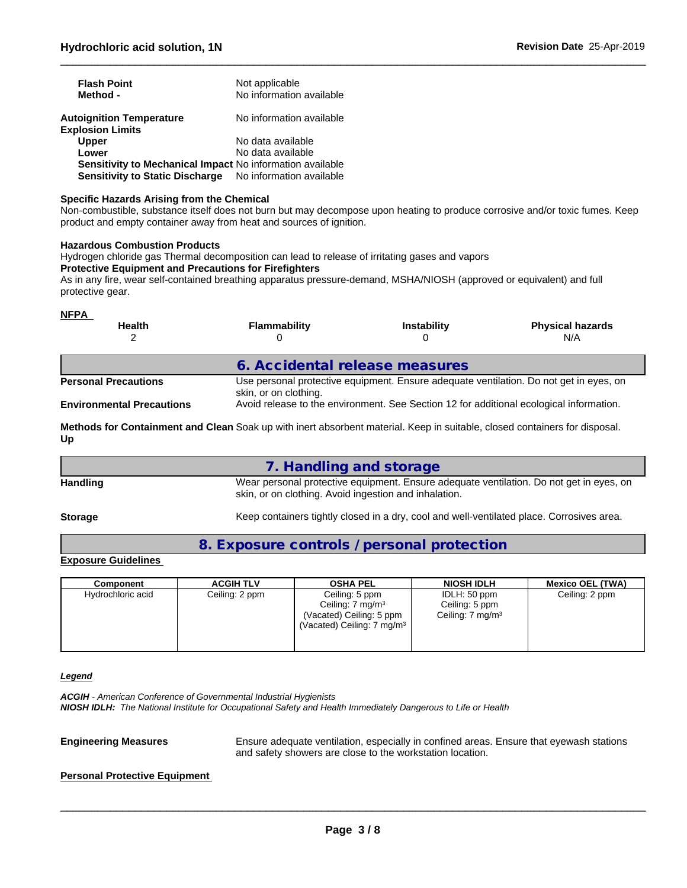| | |
|---|---|
| **Flash Point** | Not applicable |
| **Method -** | No information available |
| **Autoignition Temperature** | No information available |
| **Explosion Limits** | |
| **Upper** | No data available |
| **Lower** | No data available |
| **Sensitivity to Mechanical Impact** | No information available |
| **Sensitivity to Static Discharge** | No information available |

**Specific Hazards Arising from the Chemical**
Non-combustible, substance itself does not burn but may decompose upon heating to produce corrosive and/or toxic fumes. Keep product and empty container away from heat and sources of ignition.

**Hazardous Combustion Products**
Hydrogen chloride gas Thermal decomposition can lead to release of irritating gases and vapors
**Protective Equipment and Precautions for Firefighters**
As in any fire, wear self-contained breathing apparatus pressure-demand, MSHA/NIOSH (approved or equivalent) and full protective gear.

**NFPA**

| Health | Flammability | Instability | Physical hazards |
|---|---|---|---|
| 2 | 0 | 0 | N/A |

## 6. Accidental release measures

**Personal Precautions** Use personal protective equipment. Ensure adequate ventilation. Do not get in eyes, on skin, or on clothing.

**Environmental Precautions** Avoid release to the environment. See Section 12 for additional ecological information.

**Methods for Containment and Clean Up** Soak up with inert absorbent material. Keep in suitable, closed containers for disposal.

## 7. Handling and storage

**Handling** Wear personal protective equipment. Ensure adequate ventilation. Do not get in eyes, on skin, or on clothing. Avoid ingestion and inhalation.

**Storage** Keep containers tightly closed in a dry, cool and well-ventilated place. Corrosives area.

## 8. Exposure controls / personal protection

**Exposure Guidelines**

| Component | ACGIH TLV | OSHA PEL | NIOSH IDLH | Mexico OEL (TWA) |
|---|---|---|---|---|
| Hydrochloric acid | Ceiling: 2 ppm | Ceiling: 5 ppm<br>Ceiling: 7 mg/m³<br>(Vacated) Ceiling: 5 ppm<br>(Vacated) Ceiling: 7 mg/m³ | IDLH: 50 ppm<br>Ceiling: 5 ppm<br>Ceiling: 7 mg/m³ | Ceiling: 2 ppm |

***Legend***

***ACGIH*** *- American Conference of Governmental Industrial Hygienists*
***NIOSH IDLH:*** *The National Institute for Occupational Safety and Health Immediately Dangerous to Life or Health*

**Engineering Measures** Ensure adequate ventilation, especially in confined areas. Ensure that eyewash stations and safety showers are close to the workstation location.

**Personal Protective Equipment**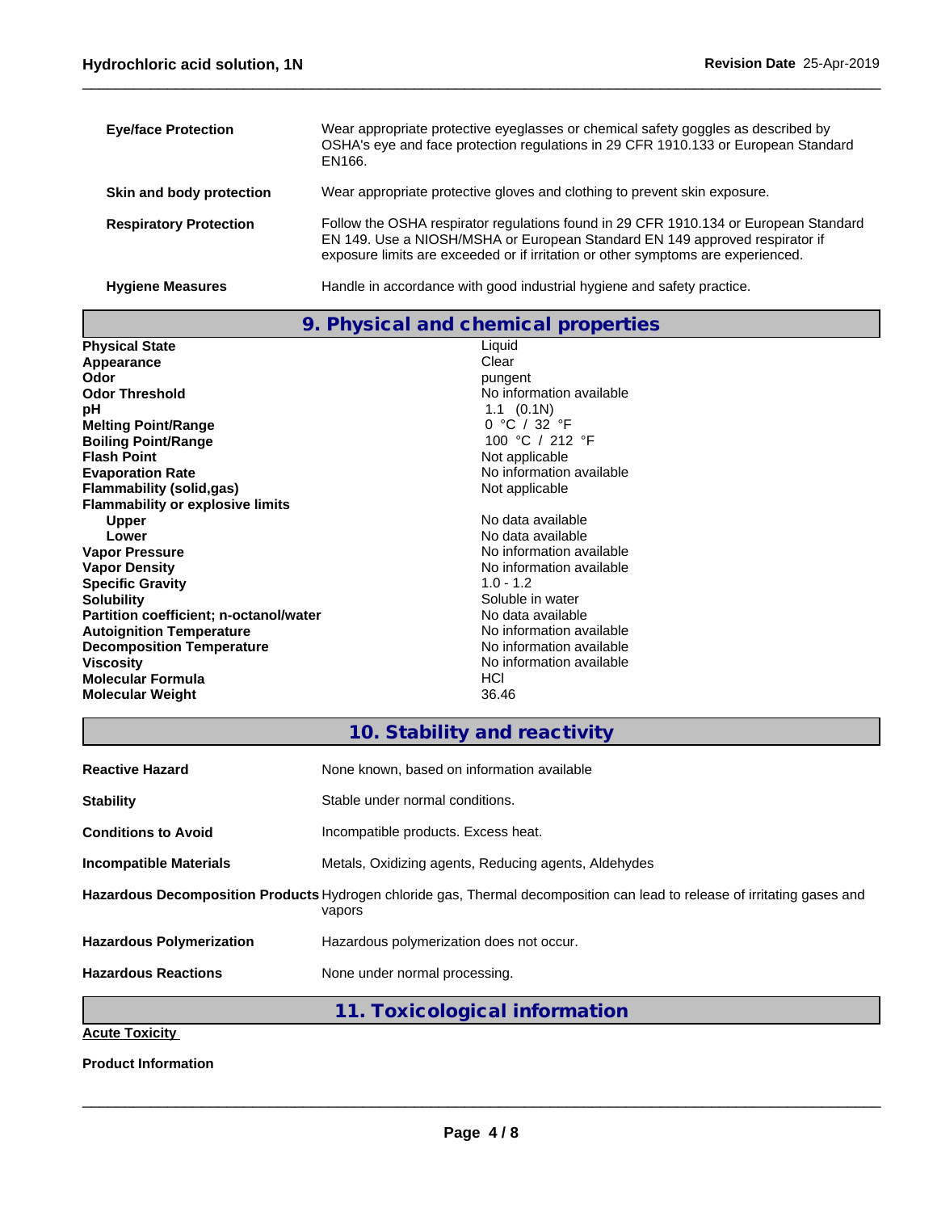| | |
|---|---|
| **Eye/face Protection** | Wear appropriate protective eyeglasses or chemical safety goggles as described by OSHA's eye and face protection regulations in 29 CFR 1910.133 or European Standard EN166. |
| **Skin and body protection** | Wear appropriate protective gloves and clothing to prevent skin exposure. |
| **Respiratory Protection** | Follow the OSHA respirator regulations found in 29 CFR 1910.134 or European Standard EN 149. Use a NIOSH/MSHA or European Standard EN 149 approved respirator if exposure limits are exceeded or if irritation or other symptoms are experienced. |
| **Hygiene Measures** | Handle in accordance with good industrial hygiene and safety practice. |

## 9. Physical and chemical properties

| | |
|---|---|
| **Physical State** | Liquid |
| **Appearance** | Clear |
| **Odor** | pungent |
| **Odor Threshold** | No information available |
| **pH** | 1.1 (0.1N) |
| **Melting Point/Range** | 0 °C / 32 °F |
| **Boiling Point/Range** | 100 °C / 212 °F |
| **Flash Point** | Not applicable |
| **Evaporation Rate** | No information available |
| **Flammability (solid,gas)** | Not applicable |
| **Flammability or explosive limits** | |
| **Upper** | No data available |
| **Lower** | No data available |
| **Vapor Pressure** | No information available |
| **Vapor Density** | No information available |
| **Specific Gravity** | 1.0 - 1.2 |
| **Solubility** | Soluble in water |
| **Partition coefficient; n-octanol/water** | No data available |
| **Autoignition Temperature** | No information available |
| **Decomposition Temperature** | No information available |
| **Viscosity** | No information available |
| **Molecular Formula** | HCl |
| **Molecular Weight** | 36.46 |

## 10. Stability and reactivity

| | |
|---|---|
| **Reactive Hazard** | None known, based on information available |
| **Stability** | Stable under normal conditions. |
| **Conditions to Avoid** | Incompatible products. Excess heat. |
| **Incompatible Materials** | Metals, Oxidizing agents, Reducing agents, Aldehydes |
| **Hazardous Decomposition Products** | Hydrogen chloride gas, Thermal decomposition can lead to release of irritating gases and vapors |
| **Hazardous Polymerization** | Hazardous polymerization does not occur. |
| **Hazardous Reactions** | None under normal processing. |

## 11. Toxicological information

**Acute Toxicity**

**Product Information**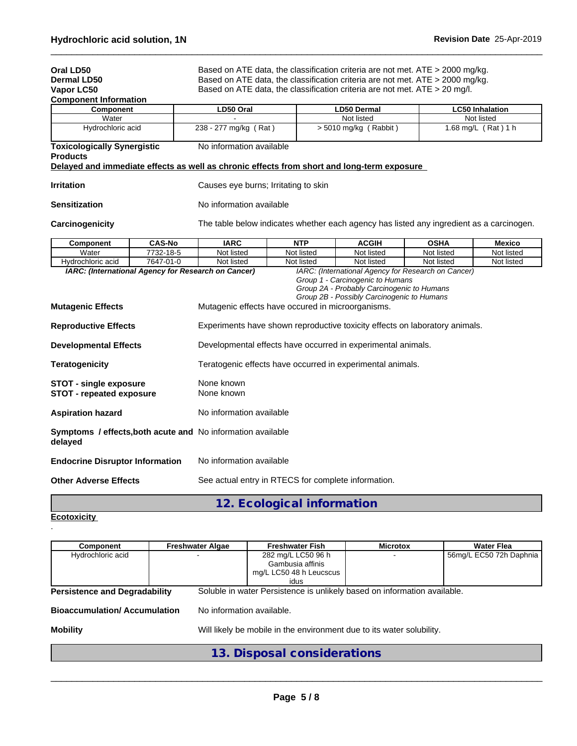**Oral LD50** Based on ATE data, the classification criteria are not met. ATE > 2000 mg/kg.
**Dermal LD50** Based on ATE data, the classification criteria are not met. ATE > 2000 mg/kg.
**Vapor LC50** Based on ATE data, the classification criteria are not met. ATE > 20 mg/l.

**Component Information**

| Component | LD50 Oral | LD50 Dermal | LC50 Inhalation |
|---|---|---|---|
| Water | - | Not listed | Not listed |
| Hydrochloric acid | 238 - 277 mg/kg ( Rat ) | > 5010 mg/kg ( Rabbit ) | 1.68 mg/L ( Rat ) 1 h |

**Toxicologically Synergistic Products** No information available

**Delayed and immediate effects as well as chronic effects from short and long-term exposure**

**Irritation** Causes eye burns; Irritating to skin

**Sensitization** No information available

**Carcinogenicity** The table below indicates whether each agency has listed any ingredient as a carcinogen.

| Component | CAS-No | IARC | NTP | ACGIH | OSHA | Mexico |
|---|---|---|---|---|---|---|
| Water | 7732-18-5 | Not listed | Not listed | Not listed | Not listed | Not listed |
| Hydrochloric acid | 7647-01-0 | Not listed | Not listed | Not listed | Not listed | Not listed |

*IARC: (International Agency for Research on Cancer)*

*IARC: (International Agency for Research on Cancer)*
*Group 1 - Carcinogenic to Humans*
*Group 2A - Probably Carcinogenic to Humans*
*Group 2B - Possibly Carcinogenic to Humans*

**Mutagenic Effects** Mutagenic effects have occured in microorganisms.

**Reproductive Effects** Experiments have shown reproductive toxicity effects on laboratory animals.

**Developmental Effects** Developmental effects have occurred in experimental animals.

**Teratogenicity** Teratogenic effects have occurred in experimental animals.

**STOT - single exposure** None known
**STOT - repeated exposure** None known

**Aspiration hazard** No information available

**Symptoms / effects,both acute and delayed** No information available

**Endocrine Disruptor Information** No information available

**Other Adverse Effects** See actual entry in RTECS for complete information.

## 12. Ecological information

**Ecotoxicity**

.

| Component | Freshwater Algae | Freshwater Fish | Microtox | Water Flea |
|---|---|---|---|---|
| Hydrochloric acid | - | 282 mg/L LC50 96 h Gambusia affinis mg/L LC50 48 h Leucscus idus | - | 56mg/L EC50 72h Daphnia |

**Persistence and Degradability** Soluble in water Persistence is unlikely based on information available.

**Bioaccumulation/ Accumulation** No information available.

**Mobility** Will likely be mobile in the environment due to its water solubility.

## 13. Disposal considerations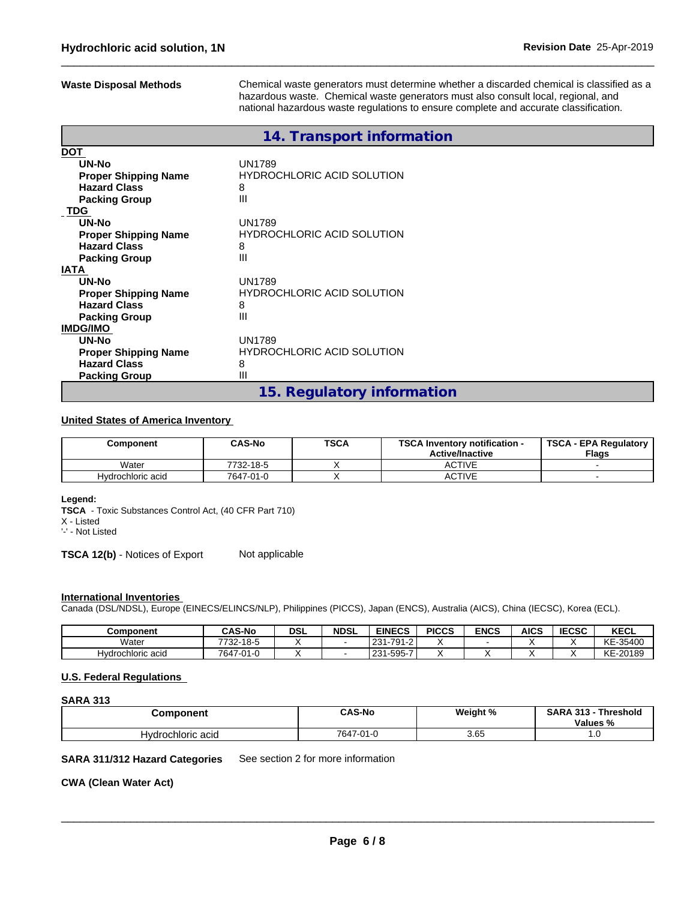**Waste Disposal Methods** Chemical waste generators must determine whether a discarded chemical is classified as a hazardous waste. Chemical waste generators must also consult local, regional, and national hazardous waste regulations to ensure complete and accurate classification.

## 14. Transport information

**DOT**

| | |
|---|---|
| **UN-No** | UN1789 |
| **Proper Shipping Name** | HYDROCHLORIC ACID SOLUTION |
| **Hazard Class** | 8 |
| **Packing Group** | III |

**TDG**

| | |
|---|---|
| **UN-No** | UN1789 |
| **Proper Shipping Name** | HYDROCHLORIC ACID SOLUTION |
| **Hazard Class** | 8 |
| **Packing Group** | III |

**IATA**

| | |
|---|---|
| **UN-No** | UN1789 |
| **Proper Shipping Name** | HYDROCHLORIC ACID SOLUTION |
| **Hazard Class** | 8 |
| **Packing Group** | III |

**IMDG/IMO**

| | |
|---|---|
| **UN-No** | UN1789 |
| **Proper Shipping Name** | HYDROCHLORIC ACID SOLUTION |
| **Hazard Class** | 8 |
| **Packing Group** | III |

## 15. Regulatory information

**United States of America Inventory**

| Component | CAS-No | TSCA | TSCA Inventory notification - Active/Inactive | TSCA - EPA Regulatory Flags |
|---|---|---|---|---|
| Water | 7732-18-5 | X | ACTIVE | - |
| Hydrochloric acid | 7647-01-0 | X | ACTIVE | - |

**Legend:**
**TSCA** - Toxic Substances Control Act, (40 CFR Part 710)
X - Listed
'-' - Not Listed

**TSCA 12(b)** - Notices of Export Not applicable

**International Inventories**
Canada (DSL/NDSL), Europe (EINECS/ELINCS/NLP), Philippines (PICCS), Japan (ENCS), Australia (AICS), China (IECSC), Korea (ECL).

| Component | CAS-No | DSL | NDSL | EINECS | PICCS | ENCS | AICS | IECSC | KECL |
|---|---|---|---|---|---|---|---|---|---|
| Water | 7732-18-5 | X | - | 231-791-2 | X | - | X | X | KE-35400 |
| Hydrochloric acid | 7647-01-0 | X | - | 231-595-7 | X | X | X | X | KE-20189 |

**U.S. Federal Regulations**

**SARA 313**

| Component | CAS-No | Weight % | SARA 313 - Threshold Values % |
|---|---|---|---|
| Hydrochloric acid | 7647-01-0 | 3.65 | 1.0 |

**SARA 311/312 Hazard Categories** See section 2 for more information

**CWA (Clean Water Act)**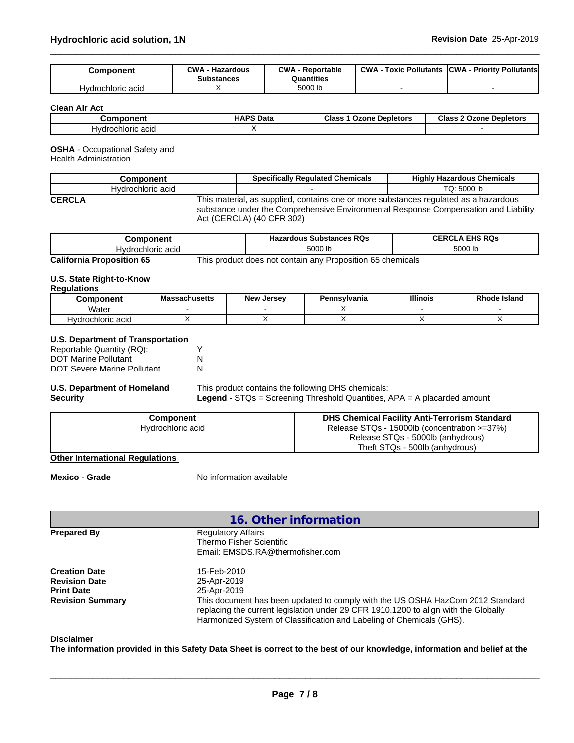| Component | CWA - Hazardous Substances | CWA - Reportable Quantities | CWA - Toxic Pollutants | CWA - Priority Pollutants |
|---|---|---|---|---|
| Hydrochloric acid | X | 5000 lb | - | - |

**Clean Air Act**

| Component | HAPS Data | Class 1 Ozone Depletors | Class 2 Ozone Depletors |
|---|---|---|---|
| Hydrochloric acid | X | | - |

**OSHA** - Occupational Safety and Health Administration

| Component | Specifically Regulated Chemicals | Highly Hazardous Chemicals |
|---|---|---|
| Hydrochloric acid | - | TQ: 5000 lb |

**CERCLA** This material, as supplied, contains one or more substances regulated as a hazardous substance under the Comprehensive Environmental Response Compensation and Liability Act (CERCLA) (40 CFR 302)

| Component | Hazardous Substances RQs | CERCLA EHS RQs |
|---|---|---|
| Hydrochloric acid | 5000 lb | 5000 lb |

**California Proposition 65** This product does not contain any Proposition 65 chemicals

**U.S. State Right-to-Know Regulations**

| Component | Massachusetts | New Jersey | Pennsylvania | Illinois | Rhode Island |
|---|---|---|---|---|---|
| Water | - | - | X | - | - |
| Hydrochloric acid | X | X | X | X | X |

**U.S. Department of Transportation**

Reportable Quantity (RQ): Y
DOT Marine Pollutant N
DOT Severe Marine Pollutant N

**U.S. Department of Homeland Security** This product contains the following DHS chemicals:
**Legend** - STQs = Screening Threshold Quantities, APA = A placarded amount

| Component | DHS Chemical Facility Anti-Terrorism Standard |
|---|---|
| Hydrochloric acid | Release STQs - 15000lb (concentration >=37%)<br>Release STQs - 5000lb (anhydrous)<br>Theft STQs - 500lb (anhydrous) |

**Other International Regulations**

**Mexico - Grade** No information available

## 16. Other information

**Prepared By** Regulatory Affairs
Thermo Fisher Scientific
Email: EMSDS.RA@thermofisher.com

**Creation Date** 15-Feb-2010
**Revision Date** 25-Apr-2019
**Print Date** 25-Apr-2019
**Revision Summary** This document has been updated to comply with the US OSHA HazCom 2012 Standard replacing the current legislation under 29 CFR 1910.1200 to align with the Globally Harmonized System of Classification and Labeling of Chemicals (GHS).

**Disclaimer**

**The information provided in this Safety Data Sheet is correct to the best of our knowledge, information and belief at the**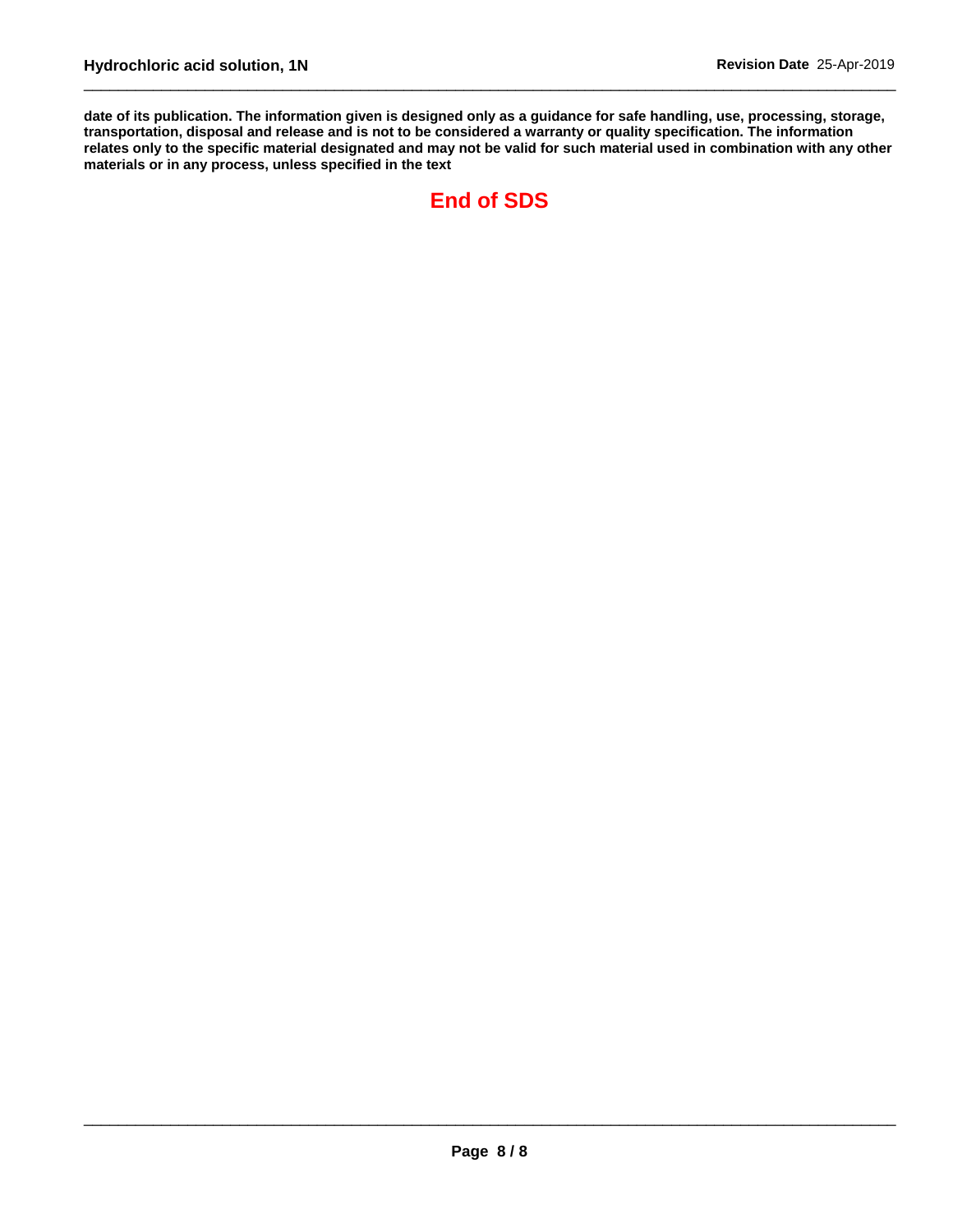**date of its publication. The information given is designed only as a guidance for safe handling, use, processing, storage, transportation, disposal and release and is not to be considered a warranty or quality specification. The information relates only to the specific material designated and may not be valid for such material used in combination with any other materials or in any process, unless specified in the text**

## End of SDS